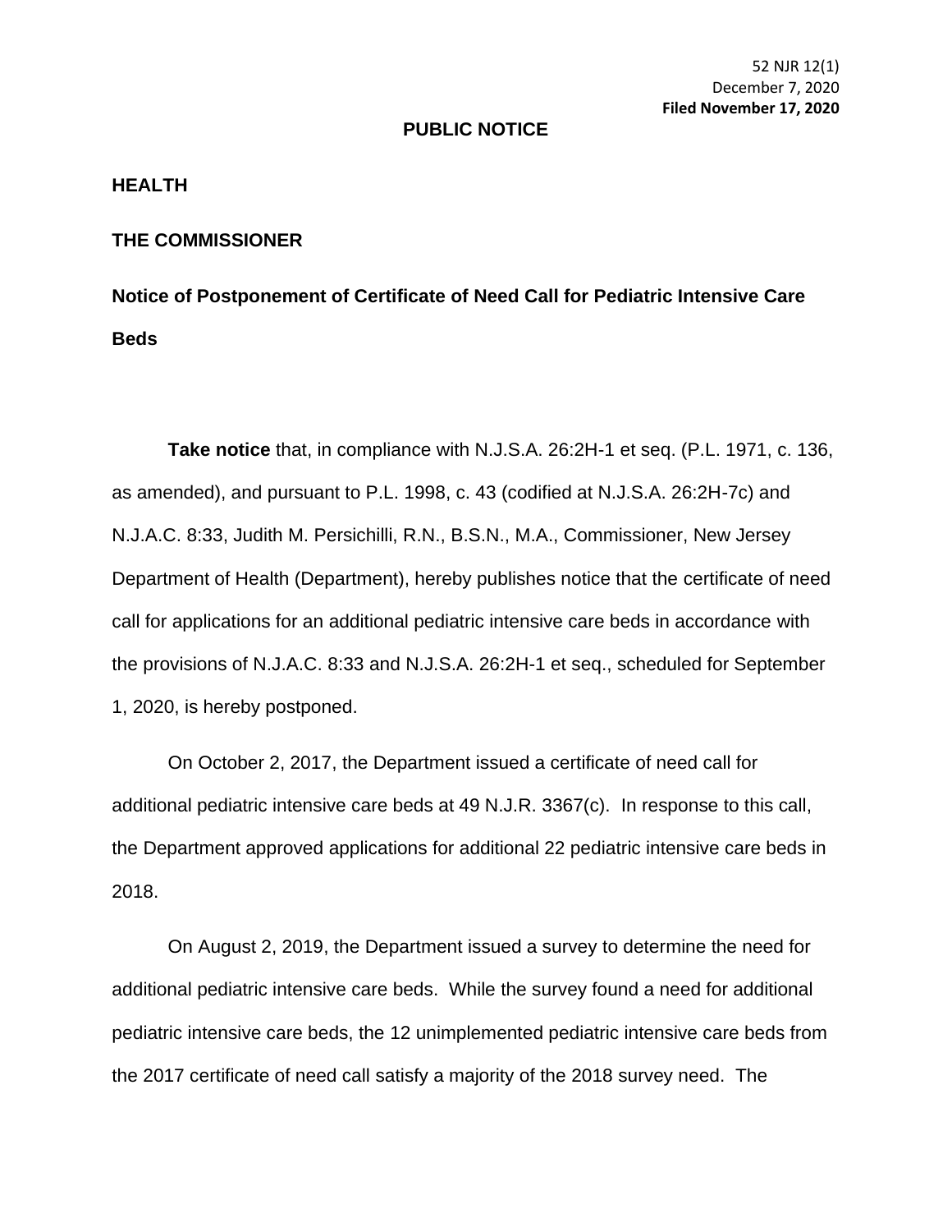52 NJR 12(1)
December 7, 2020
**Filed November 17, 2020**

**PUBLIC NOTICE**

**HEALTH**

**THE COMMISSIONER**

**Notice of Postponement of Certificate of Need Call for Pediatric Intensive Care Beds**

**Take notice** that, in compliance with N.J.S.A. 26:2H-1 et seq. (P.L. 1971, c. 136, as amended), and pursuant to P.L. 1998, c. 43 (codified at N.J.S.A. 26:2H-7c) and N.J.A.C. 8:33, Judith M. Persichilli, R.N., B.S.N., M.A., Commissioner, New Jersey Department of Health (Department), hereby publishes notice that the certificate of need call for applications for an additional pediatric intensive care beds in accordance with the provisions of N.J.A.C. 8:33 and N.J.S.A. 26:2H-1 et seq., scheduled for September 1, 2020, is hereby postponed.

On October 2, 2017, the Department issued a certificate of need call for additional pediatric intensive care beds at 49 N.J.R. 3367(c). In response to this call, the Department approved applications for additional 22 pediatric intensive care beds in 2018.

On August 2, 2019, the Department issued a survey to determine the need for additional pediatric intensive care beds. While the survey found a need for additional pediatric intensive care beds, the 12 unimplemented pediatric intensive care beds from the 2017 certificate of need call satisfy a majority of the 2018 survey need. The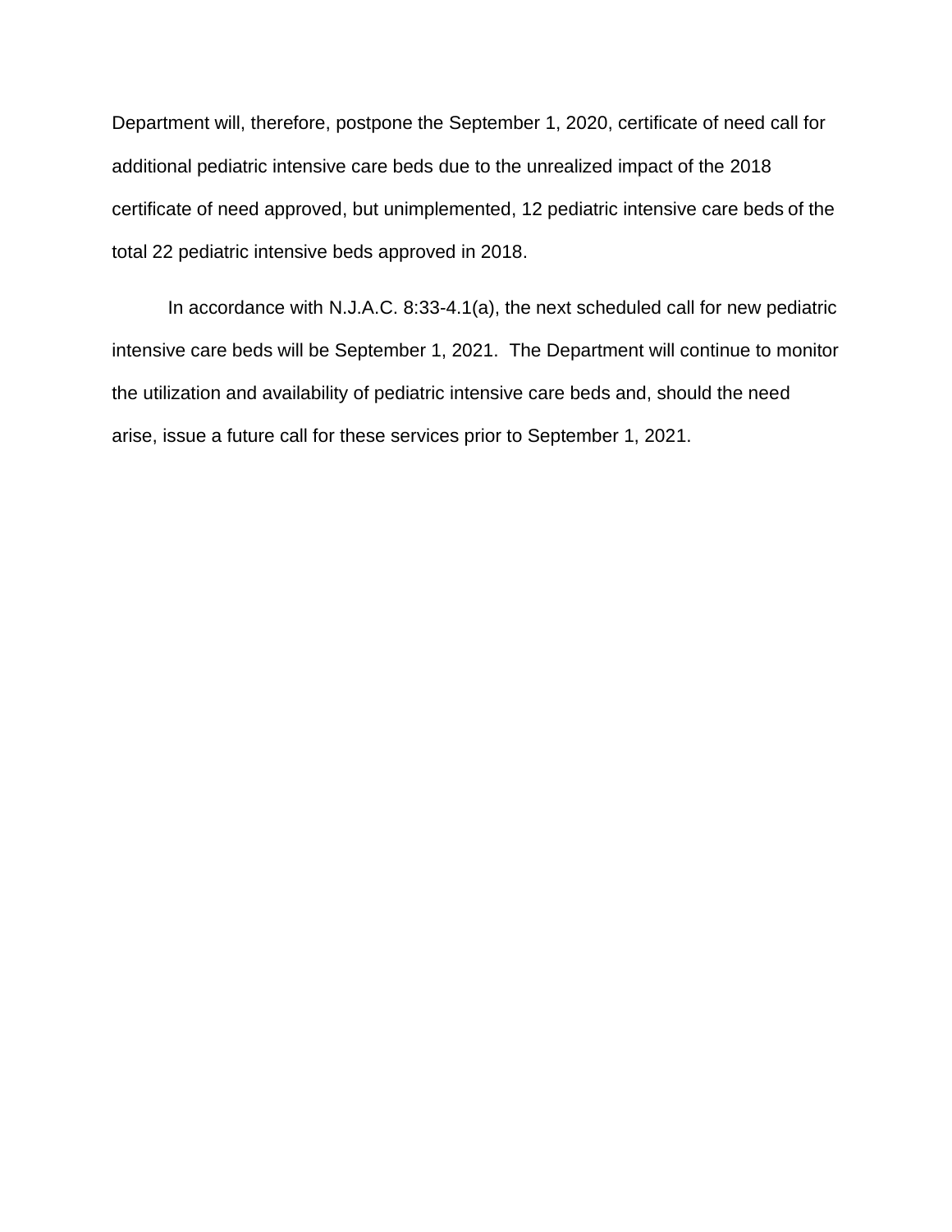Department will, therefore, postpone the September 1, 2020, certificate of need call for additional pediatric intensive care beds due to the unrealized impact of the 2018 certificate of need approved, but unimplemented, 12 pediatric intensive care beds of the total 22 pediatric intensive beds approved in 2018.

In accordance with N.J.A.C. 8:33-4.1(a), the next scheduled call for new pediatric intensive care beds will be September 1, 2021. The Department will continue to monitor the utilization and availability of pediatric intensive care beds and, should the need arise, issue a future call for these services prior to September 1, 2021.